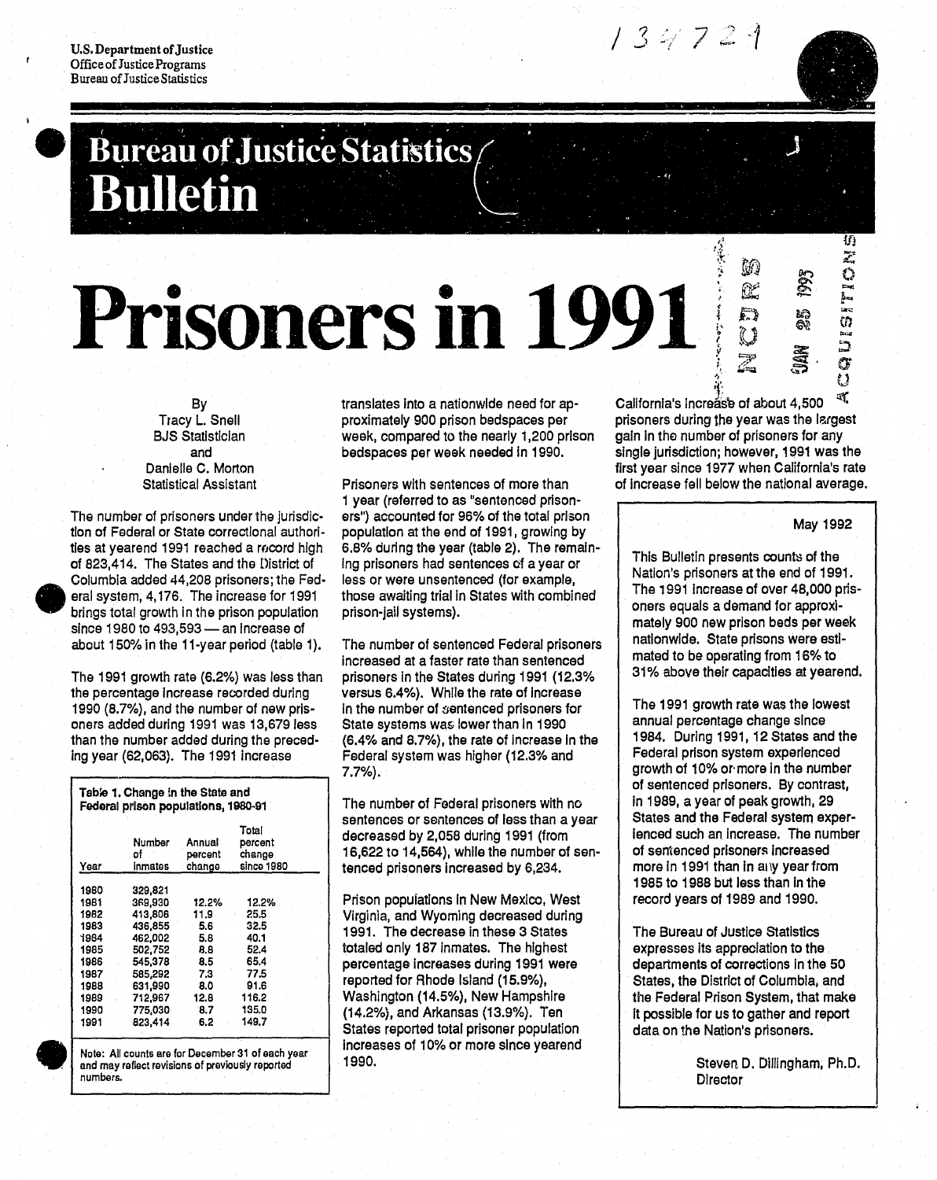U.S. Department of Justice
Office of Justice Programs
Bureau of Justice Statistics

134721

# Bureau of Justice Statistics Bulletin

# Prisoners in 1991

By
Tracy L. Snell
BJS Statistician
and
Danielle C. Morton
Statistical Assistant

The number of prisoners under the jurisdiction of Federal or State correctional authorities at yearend 1991 reached a record high of 823,414. The States and the District of Columbia added 44,208 prisoners; the Federal system, 4,176. The increase for 1991 brings total growth in the prison population since 1980 to 493,593 — an increase of about 150% in the 11-year period (table 1).

The 1991 growth rate (6.2%) was less than the percentage increase recorded during 1990 (8.7%), and the number of new prisoners added during 1991 was 13,679 less than the number added during the preceding year (62,063). The 1991 increase translates into a nationwide need for approximately 900 prison bedspaces per week, compared to the nearly 1,200 prison bedspaces per week needed in 1990.

**Table 1. Change in the State and Federal prison populations, 1980-91**

| Year | Number of inmates | Annual percent change | Total percent change since 1980 |
|---|---|---|---|
| 1980 | 329,821 | | |
| 1981 | 369,930 | 12.2% | 12.2% |
| 1982 | 413,806 | 11.9 | 25.5 |
| 1983 | 436,855 | 5.6 | 32.5 |
| 1984 | 462,002 | 5.8 | 40.1 |
| 1985 | 502,752 | 8.8 | 52.4 |
| 1986 | 545,378 | 8.5 | 65.4 |
| 1987 | 585,292 | 7.3 | 77.5 |
| 1988 | 631,990 | 8.0 | 91.6 |
| 1989 | 712,967 | 12.8 | 116.2 |
| 1990 | 775,030 | 8.7 | 135.0 |
| 1991 | 823,414 | 6.2 | 149.7 |

Note: All counts are for December 31 of each year and may reflect revisions of previously reported numbers.

Prisoners with sentences of more than 1 year (referred to as "sentenced prisoners") accounted for 96% of the total prison population at the end of 1991, growing by 6.8% during the year (table 2). The remaining prisoners had sentences of a year or less or were unsentenced (for example, those awaiting trial in States with combined prison-jail systems).

The number of sentenced Federal prisoners increased at a faster rate than sentenced prisoners in the States during 1991 (12.3% versus 6.4%). While the rate of increase in the number of sentenced prisoners for State systems was lower than in 1990 (6.4% and 8.7%), the rate of increase in the Federal system was higher (12.3% and 7.7%).

The number of Federal prisoners with no sentences or sentences of less than a year decreased by 2,058 during 1991 (from 16,622 to 14,564), while the number of sentenced prisoners increased by 6,234.

Prison populations in New Mexico, West Virginia, and Wyoming decreased during 1991. The decrease in these 3 States totaled only 187 inmates. The highest percentage increases during 1991 were reported for Rhode Island (15.9%), Washington (14.5%), New Hampshire (14.2%), and Arkansas (13.9%). Ten States reported total prisoner population increases of 10% or more since yearend 1990.

California's increase of about 4,500 prisoners during the year was the largest gain in the number of prisoners for any single jurisdiction; however, 1991 was the first year since 1977 when California's rate of increase fell below the national average.

May 1992

This Bulletin presents counts of the Nation's prisoners at the end of 1991. The 1991 increase of over 48,000 prisoners equals a demand for approximately 900 new prison beds per week nationwide. State prisons were estimated to be operating from 16% to 31% above their capacities at yearend.

The 1991 growth rate was the lowest annual percentage change since 1984. During 1991, 12 States and the Federal prison system experienced growth of 10% or more in the number of sentenced prisoners. By contrast, in 1989, a year of peak growth, 29 States and the Federal system experienced such an increase. The number of sentenced prisoners increased more in 1991 than in any year from 1985 to 1988 but less than in the record years of 1989 and 1990.

The Bureau of Justice Statistics expresses its appreciation to the departments of corrections in the 50 States, the District of Columbia, and the Federal Prison System, that make it possible for us to gather and report data on the Nation's prisoners.

Steven D. Dillingham, Ph.D.
Director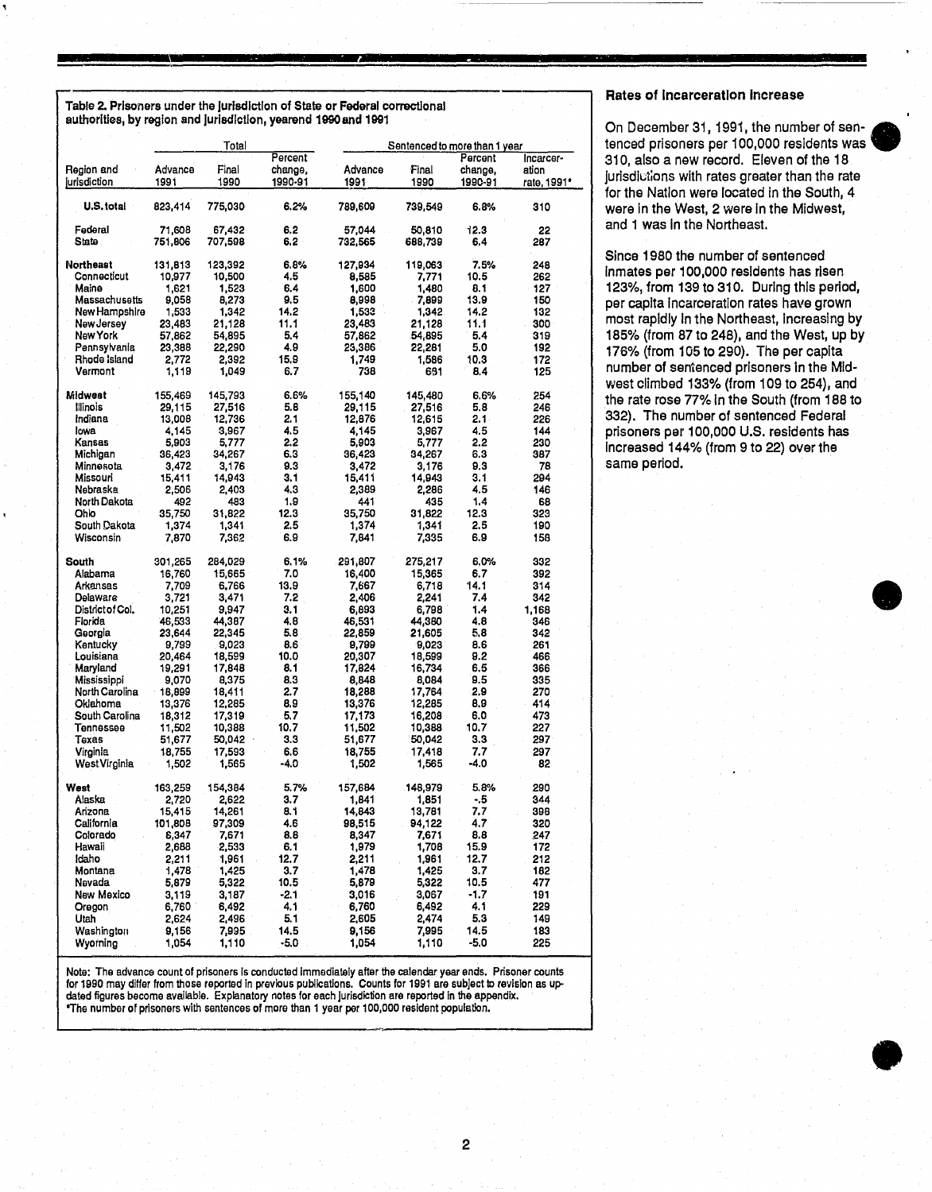**Table 2. Prisoners under the jurisdiction of State or Federal correctional authorities, by region and jurisdiction, yearend 1990 and 1991**

| Region and jurisdiction | Total | | | Sentenced to more than 1 year | | | |
|---|---|---|---|---|---|---|---|
| | Advance 1991 | Final 1990 | Percent change, 1990-91 | Advance 1991 | Final 1990 | Percent change, 1990-91 | Incarceration rate, 1991* |
| **U.S. total** | 823,414 | 775,030 | 6.2% | 789,609 | 739,549 | 6.8% | 310 |
| Federal | 71,608 | 67,432 | 6.2 | 57,044 | 50,810 | 12.3 | 22 |
| State | 751,806 | 707,598 | 6.2 | 732,565 | 688,739 | 6.4 | 287 |
| **Northeast** | 131,813 | 123,392 | 6.8% | 127,934 | 119,063 | 7.5% | 248 |
| Connecticut | 10,977 | 10,500 | 4.5 | 8,585 | 7,771 | 10.5 | 262 |
| Maine | 1,621 | 1,523 | 6.4 | 1,600 | 1,480 | 8.1 | 127 |
| Massachusetts | 9,058 | 8,273 | 9.5 | 8,998 | 7,899 | 13.9 | 150 |
| New Hampshire | 1,533 | 1,342 | 14.2 | 1,533 | 1,342 | 14.2 | 132 |
| New Jersey | 23,483 | 21,128 | 11.1 | 23,483 | 21,128 | 11.1 | 300 |
| New York | 57,862 | 54,895 | 5.4 | 57,862 | 54,895 | 5.4 | 319 |
| Pennsylvania | 23,388 | 22,290 | 4.9 | 23,386 | 22,281 | 5.0 | 192 |
| Rhode Island | 2,772 | 2,392 | 15.9 | 1,749 | 1,586 | 10.3 | 172 |
| Vermont | 1,119 | 1,049 | 6.7 | 738 | 681 | 8.4 | 125 |
| **Midwest** | 155,469 | 145,793 | 6.6% | 155,140 | 145,480 | 6.6% | 254 |
| Illinois | 29,115 | 27,516 | 5.8 | 29,115 | 27,516 | 5.8 | 246 |
| Indiana | 13,008 | 12,736 | 2.1 | 12,876 | 12,615 | 2.1 | 226 |
| Iowa | 4,145 | 3,967 | 4.5 | 4,145 | 3,967 | 4.5 | 144 |
| Kansas | 5,903 | 5,777 | 2.2 | 5,903 | 5,777 | 2.2 | 230 |
| Michigan | 36,423 | 34,267 | 6.3 | 36,423 | 34,267 | 6.3 | 387 |
| Minnesota | 3,472 | 3,176 | 9.3 | 3,472 | 3,176 | 9.3 | 78 |
| Missouri | 15,411 | 14,943 | 3.1 | 15,411 | 14,943 | 3.1 | 294 |
| Nebraska | 2,506 | 2,403 | 4.3 | 2,389 | 2,286 | 4.5 | 146 |
| North Dakota | 492 | 483 | 1.9 | 441 | 435 | 1.4 | 68 |
| Ohio | 35,750 | 31,822 | 12.3 | 35,750 | 31,822 | 12.3 | 323 |
| South Dakota | 1,374 | 1,341 | 2.5 | 1,374 | 1,341 | 2.5 | 190 |
| Wisconsin | 7,870 | 7,362 | 6.9 | 7,841 | 7,335 | 6.9 | 158 |
| **South** | 301,265 | 284,029 | 6.1% | 291,807 | 275,217 | 6.0% | 332 |
| Alabama | 16,760 | 15,665 | 7.0 | 16,400 | 15,365 | 6.7 | 392 |
| Arkansas | 7,709 | 6,766 | 13.9 | 7,667 | 6,718 | 14.1 | 314 |
| Delaware | 3,721 | 3,471 | 7.2 | 2,406 | 2,241 | 7.4 | 342 |
| District of Col. | 10,251 | 9,947 | 3.1 | 6,893 | 6,798 | 1.4 | 1,168 |
| Florida | 46,533 | 44,387 | 4.8 | 46,531 | 44,380 | 4.8 | 346 |
| Georgia | 23,644 | 22,345 | 5.8 | 22,859 | 21,605 | 5.8 | 342 |
| Kentucky | 9,799 | 9,023 | 8.6 | 9,799 | 9,023 | 8.6 | 261 |
| Louisiana | 20,464 | 18,599 | 10.0 | 20,307 | 18,599 | 9.2 | 466 |
| Maryland | 19,291 | 17,848 | 8.1 | 17,824 | 16,734 | 6.5 | 366 |
| Mississippi | 9,070 | 8,375 | 8.3 | 8,848 | 8,084 | 9.5 | 335 |
| North Carolina | 18,899 | 18,411 | 2.7 | 18,288 | 17,764 | 2.9 | 270 |
| Oklahoma | 13,376 | 12,285 | 8.9 | 13,376 | 12,285 | 8.9 | 414 |
| South Carolina | 18,312 | 17,319 | 5.7 | 17,173 | 16,208 | 6.0 | 473 |
| Tennessee | 11,502 | 10,388 | 10.7 | 11,502 | 10,388 | 10.7 | 227 |
| Texas | 51,677 | 50,042 | 3.3 | 51,677 | 50,042 | 3.3 | 297 |
| Virginia | 18,755 | 17,593 | 6.6 | 18,755 | 17,418 | 7.7 | 297 |
| West Virginia | 1,502 | 1,565 | -4.0 | 1,502 | 1,565 | -4.0 | 82 |
| **West** | 163,259 | 154,384 | 5.7% | 157,684 | 148,979 | 5.8% | 290 |
| Alaska | 2,720 | 2,622 | 3.7 | 1,841 | 1,851 | -.5 | 344 |
| Arizona | 15,415 | 14,261 | 8.1 | 14,843 | 13,781 | 7.7 | 398 |
| California | 101,808 | 97,309 | 4.6 | 98,515 | 94,122 | 4.7 | 320 |
| Colorado | 8,347 | 7,671 | 8.8 | 8,347 | 7,671 | 8.8 | 247 |
| Hawaii | 2,688 | 2,533 | 6.1 | 1,979 | 1,708 | 15.9 | 172 |
| Idaho | 2,211 | 1,961 | 12.7 | 2,211 | 1,961 | 12.7 | 212 |
| Montana | 1,478 | 1,425 | 3.7 | 1,478 | 1,425 | 3.7 | 182 |
| Nevada | 5,879 | 5,322 | 10.5 | 5,879 | 5,322 | 10.5 | 477 |
| New Mexico | 3,119 | 3,187 | -2.1 | 3,016 | 3,067 | -1.7 | 191 |
| Oregon | 6,760 | 6,492 | 4.1 | 6,760 | 6,492 | 4.1 | 229 |
| Utah | 2,624 | 2,496 | 5.1 | 2,605 | 2,474 | 5.3 | 149 |
| Washington | 9,156 | 7,995 | 14.5 | 9,156 | 7,995 | 14.5 | 183 |
| Wyoming | 1,054 | 1,110 | -5.0 | 1,054 | 1,110 | -5.0 | 225 |

Note: The advance count of prisoners is conducted immediately after the calendar year ends. Prisoner counts for 1990 may differ from those reported in previous publications. Counts for 1991 are subject to revision as updated figures become available. Explanatory notes for each jurisdiction are reported in the appendix.
*The number of prisoners with sentences of more than 1 year per 100,000 resident population.

### Rates of incarceration increase

On December 31, 1991, the number of sentenced prisoners per 100,000 residents was 310, also a new record. Eleven of the 18 jurisdictions with rates greater than the rate for the Nation were located in the South, 4 were in the West, 2 were in the Midwest, and 1 was in the Northeast.

Since 1980 the number of sentenced inmates per 100,000 residents has risen 123%, from 139 to 310. During this period, per capita incarceration rates have grown most rapidly in the Northeast, increasing by 185% (from 87 to 248), and the West, up by 176% (from 105 to 290). The per capita number of sentenced prisoners in the Midwest climbed 133% (from 109 to 254), and the rate rose 77% in the South (from 188 to 332). The number of sentenced Federal prisoners per 100,000 U.S. residents has increased 144% (from 9 to 22) over the same period.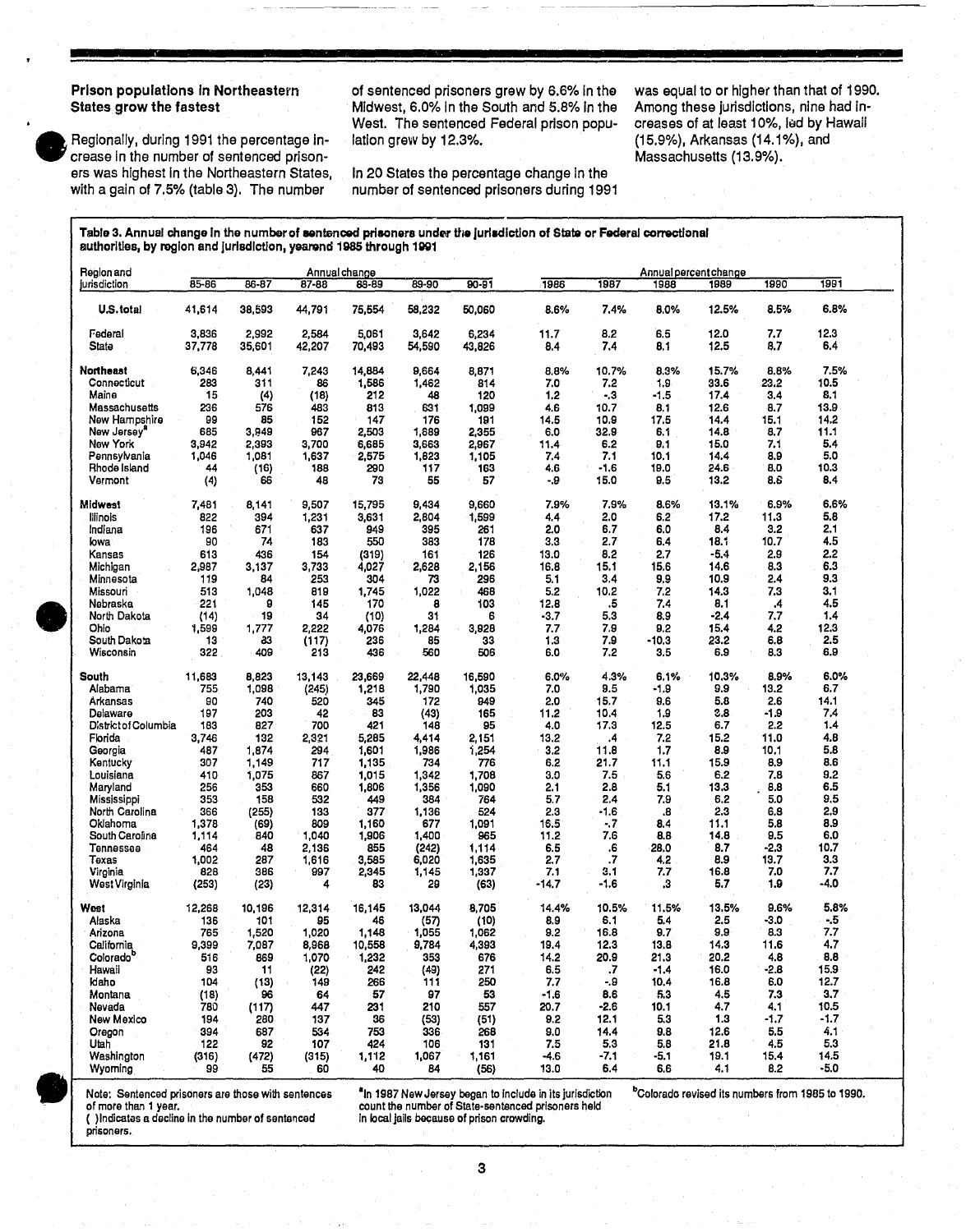## Prison populations in Northeastern States grow the fastest

Regionally, during 1991 the percentage increase in the number of sentenced prisoners was highest in the Northeastern States, with a gain of 7.5% (table 3). The number of sentenced prisoners grew by 6.6% in the Midwest, 6.0% in the South and 5.8% in the West. The sentenced Federal prison population grew by 12.3%.

In 20 States the percentage change in the number of sentenced prisoners during 1991 was equal to or higher than that of 1990. Among these jurisdictions, nine had increases of at least 10%, led by Hawaii (15.9%), Arkansas (14.1%), and Massachusetts (13.9%).

**Table 3. Annual change in the number of sentenced prisoners under the jurisdiction of State or Federal correctional authorities, by region and jurisdiction, yearend 1985 through 1991**

| Region and jurisdiction | Annual change | | | | | | Annual percent change | | | | | |
|---|---|---|---|---|---|---|---|---|---|---|---|---|
| | 85-86 | 86-87 | 87-88 | 88-89 | 89-90 | 90-91 | 1986 | 1987 | 1988 | 1989 | 1990 | 1991 |
| **U.S. total** | 41,614 | 38,593 | 44,791 | 75,554 | 58,232 | 50,060 | 8.6% | 7.4% | 8.0% | 12.5% | 8.5% | 6.8% |
| Federal | 3,836 | 2,992 | 2,584 | 5,061 | 3,642 | 6,234 | 11.7 | 8.2 | 6.5 | 12.0 | 7.7 | 12.3 |
| State | 37,778 | 35,601 | 42,207 | 70,493 | 54,590 | 43,826 | 8.4 | 7.4 | 8.1 | 12.5 | 8.7 | 6.4 |
| **Northeast** | 6,346 | 8,441 | 7,243 | 14,884 | 9,664 | 8,871 | 8.8% | 10.7% | 8.3% | 15.7% | 8.8% | 7.5% |
| Connecticut | 283 | 311 | 86 | 1,586 | 1,462 | 814 | 7.0 | 7.2 | 1.9 | 33.6 | 23.2 | 10.5 |
| Maine | 15 | (4) | (18) | 212 | 48 | 120 | 1.2 | -.3 | -1.5 | 17.4 | 3.4 | 8.1 |
| Massachusetts | 236 | 576 | 483 | 813 | 631 | 1,099 | 4.6 | 10.7 | 8.1 | 12.6 | 8.7 | 13.9 |
| New Hampshire | 99 | 85 | 152 | 147 | 176 | 191 | 14.5 | 10.9 | 17.5 | 14.4 | 15.1 | 14.2 |
| New Jersey[a] | 685 | 3,949 | 967 | 2,503 | 1,689 | 2,355 | 6.0 | 32.9 | 6.1 | 14.8 | 8.7 | 11.1 |
| New York | 3,942 | 2,393 | 3,700 | 6,685 | 3,663 | 2,967 | 11.4 | 6.2 | 9.1 | 15.0 | 7.1 | 5.4 |
| Pennsylvania | 1,046 | 1,081 | 1,637 | 2,575 | 1,823 | 1,105 | 7.4 | 7.1 | 10.1 | 14.4 | 8.9 | 5.0 |
| Rhode Island | 44 | (16) | 188 | 290 | 117 | 163 | 4.6 | -1.6 | 19.0 | 24.6 | 8.0 | 10.3 |
| Vermont | (4) | 66 | 48 | 73 | 55 | 57 | -.9 | 15.0 | 9.5 | 13.2 | 8.6 | 8.4 |
| **Midwest** | 7,481 | 8,141 | 9,507 | 15,795 | 9,434 | 9,660 | 7.9% | 7.9% | 8.6% | 13.1% | 6.9% | 6.6% |
| Illinois | 822 | 394 | 1,231 | 3,631 | 2,804 | 1,599 | 4.4 | 2.0 | 6.2 | 17.2 | 11.3 | 5.8 |
| Indiana | 196 | 671 | 637 | 949 | 395 | 261 | 2.0 | 6.7 | 6.0 | 8.4 | 3.2 | 2.1 |
| Iowa | 90 | 74 | 183 | 550 | 383 | 178 | 3.3 | 2.7 | 6.4 | 18.1 | 10.7 | 4.5 |
| Kansas | 613 | 436 | 154 | (319) | 161 | 126 | 13.0 | 8.2 | 2.7 | -5.4 | 2.9 | 2.2 |
| Michigan | 2,987 | 3,137 | 3,733 | 4,027 | 2,628 | 2,156 | 16.8 | 15.1 | 15.6 | 14.6 | 8.3 | 6.3 |
| Minnesota | 119 | 84 | 253 | 304 | 73 | 296 | 5.1 | 3.4 | 9.9 | 10.9 | 2.4 | 9.3 |
| Missouri | 513 | 1,048 | 819 | 1,745 | 1,022 | 468 | 5.2 | 10.2 | 7.2 | 14.3 | 7.3 | 3.1 |
| Nebraska | 221 | 9 | 145 | 170 | 8 | 103 | 12.8 | .5 | 7.4 | 8.1 | .4 | 4.5 |
| North Dakota | (14) | 19 | 34 | (10) | 31 | 6 | -3.7 | 5.3 | 8.9 | -2.4 | 7.7 | 1.4 |
| Ohio | 1,599 | 1,777 | 2,222 | 4,076 | 1,284 | 3,928 | 7.7 | 7.9 | 9.2 | 15.4 | 4.2 | 12.3 |
| South Dakota | 13 | 83 | (117) | 236 | 85 | 33 | 1.3 | 7.9 | -10.3 | 23.2 | 6.8 | 2.5 |
| Wisconsin | 322 | 409 | 213 | 436 | 560 | 506 | 6.0 | 7.2 | 3.5 | 6.9 | 8.3 | 6.9 |
| **South** | 11,683 | 8,823 | 13,143 | 23,669 | 22,448 | 16,590 | 6.0% | 4.3% | 6.1% | 10.3% | 8.9% | 6.0% |
| Alabama | 755 | 1,098 | (245) | 1,218 | 1,790 | 1,035 | 7.0 | 9.5 | -1.9 | 9.9 | 13.2 | 6.7 |
| Arkansas | 90 | 740 | 520 | 345 | 172 | 849 | 2.0 | 15.7 | 9.6 | 5.6 | 2.6 | 14.1 |
| Delaware | 197 | 203 | 42 | 83 | (43) | 165 | 11.2 | 10.4 | 1.9 | 3.8 | -1.9 | 7.4 |
| District of Columbia | 183 | 827 | 700 | 421 | 148 | 95 | 4.0 | 17.3 | 12.5 | 6.7 | 2.2 | 1.4 |
| Florida | 3,746 | 132 | 2,321 | 5,285 | 4,414 | 2,151 | 13.2 | .4 | 7.2 | 15.2 | 11.0 | 4.8 |
| Georgia | 487 | 1,874 | 294 | 1,601 | 1,986 | 1,254 | 3.2 | 11.8 | 1.7 | 8.9 | 10.1 | 5.8 |
| Kentucky | 307 | 1,149 | 717 | 1,135 | 734 | 776 | 6.2 | 21.7 | 11.1 | 15.9 | 8.9 | 8.6 |
| Louisiana | 410 | 1,075 | 867 | 1,015 | 1,342 | 1,708 | 3.0 | 7.5 | 5.6 | 6.2 | 7.8 | 9.2 |
| Maryland | 256 | 353 | 660 | 1,806 | 1,356 | 1,090 | 2.1 | 2.8 | 5.1 | 13.3 | 8.8 | 6.5 |
| Mississippi | 353 | 158 | 532 | 449 | 384 | 764 | 5.7 | 2.4 | 7.9 | 6.2 | 5.0 | 9.5 |
| North Carolina | 366 | (255) | 133 | 377 | 1,136 | 524 | 2.3 | -1.6 | .8 | 2.3 | 6.8 | 2.9 |
| Oklahoma | 1,378 | (69) | 809 | 1,160 | 677 | 1,091 | 16.5 | -.7 | 8.4 | 11.1 | 5.8 | 8.9 |
| South Carolina | 1,114 | 840 | 1,040 | 1,906 | 1,400 | 965 | 11.2 | 7.6 | 8.8 | 14.8 | 9.5 | 6.0 |
| Tennessee | 464 | 48 | 2,136 | 855 | (242) | 1,114 | 6.5 | .6 | 28.0 | 8.7 | -2.3 | 10.7 |
| Texas | 1,002 | 287 | 1,616 | 3,585 | 6,020 | 1,635 | 2.7 | .7 | 4.2 | 8.9 | 13.7 | 3.3 |
| Virginia | 828 | 386 | 997 | 2,345 | 1,145 | 1,337 | 7.1 | 3.1 | 7.7 | 16.8 | 7.0 | 7.7 |
| West Virginia | (253) | (23) | 4 | 83 | 29 | (63) | -14.7 | -1.6 | .3 | 5.7 | 1.9 | -4.0 |
| **West** | 12,268 | 10,196 | 12,314 | 16,145 | 13,044 | 8,705 | 14.4% | 10.5% | 11.5% | 13.5% | 9.6% | 5.8% |
| Alaska | 136 | 101 | 95 | 46 | (57) | (10) | 8.9 | 6.1 | 5.4 | 2.5 | -3.0 | -.5 |
| Arizona | 765 | 1,520 | 1,020 | 1,148 | 1,055 | 1,062 | 9.2 | 16.8 | 9.7 | 9.9 | 8.3 | 7.7 |
| California | 9,399 | 7,087 | 8,968 | 10,558 | 9,784 | 4,393 | 19.4 | 12.3 | 13.8 | 14.3 | 11.6 | 4.7 |
| Colorado[b] | 516 | 869 | 1,070 | 1,232 | 353 | 676 | 14.2 | 20.9 | 21.3 | 20.2 | 4.8 | 8.8 |
| Hawaii | 93 | 11 | (22) | 242 | (49) | 271 | 6.5 | .7 | -1.4 | 16.0 | -2.8 | 15.9 |
| Idaho | 104 | (13) | 149 | 266 | 111 | 250 | 7.7 | -.9 | 10.4 | 16.8 | 6.0 | 12.7 |
| Montana | (18) | 96 | 64 | 57 | 97 | 53 | -1.6 | 8.6 | 5.3 | 4.5 | 7.3 | 3.7 |
| Nevada | 780 | (117) | 447 | 231 | 210 | 557 | 20.7 | -2.6 | 10.1 | 4.7 | 4.1 | 10.5 |
| New Mexico | 194 | 280 | 137 | 36 | (53) | (51) | 9.2 | 12.1 | 5.3 | 1.3 | -1.7 | -1.7 |
| Oregon | 394 | 687 | 534 | 753 | 336 | 268 | 9.0 | 14.4 | 9.8 | 12.6 | 5.5 | 4.1 |
| Utah | 122 | 92 | 107 | 424 | 106 | 131 | 7.5 | 5.3 | 5.8 | 21.8 | 4.5 | 5.3 |
| Washington | (316) | (472) | (315) | 1,112 | 1,067 | 1,161 | -4.6 | -7.1 | -5.1 | 19.1 | 15.4 | 14.5 |
| Wyoming | 99 | 55 | 60 | 40 | 84 | (56) | 13.0 | 6.4 | 6.6 | 4.1 | 8.2 | -5.0 |

Note: Sentenced prisoners are those with sentences of more than 1 year.
( ) Indicates a decline in the number of sentenced prisoners.

[a] In 1987 New Jersey began to include in its jurisdiction count the number of State-sentenced prisoners held in local jails because of prison crowding.

[b] Colorado revised its numbers from 1985 to 1990.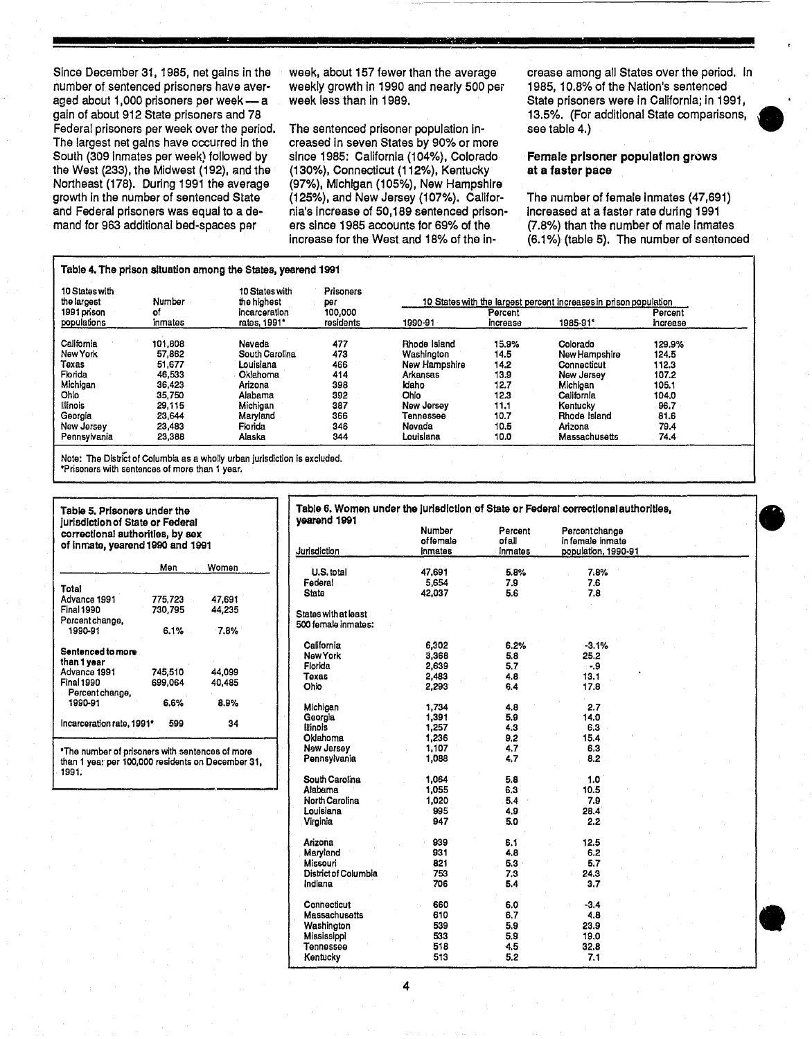Since December 31, 1985, net gains in the number of sentenced prisoners have averaged about 1,000 prisoners per week — a gain of about 912 State prisoners and 78 Federal prisoners per week over the period. The largest net gains have occurred in the South (309 inmates per week) followed by the West (233), the Midwest (192), and the Northeast (178). During 1991 the average growth in the number of sentenced State and Federal prisoners was equal to a demand for 963 additional bed-spaces per week, about 157 fewer than the average weekly growth in 1990 and nearly 500 per week less than in 1989.

The sentenced prisoner population increased in seven States by 90% or more since 1985: California (104%), Colorado (130%), Connecticut (112%), Kentucky (97%), Michigan (105%), New Hampshire (125%), and New Jersey (107%). California's increase of 50,189 sentenced prisoners since 1985 accounts for 69% of the increase for the West and 18% of the increase among all States over the period. In 1985, 10.8% of the Nation's sentenced State prisoners were in California; in 1991, 13.5%. (For additional State comparisons, see table 4.)

### Female prisoner population grows at a faster pace

The number of female inmates (47,691) increased at a faster rate during 1991 (7.8%) than the number of male inmates (6.1%) (table 5). The number of sentenced

**Table 4. The prison situation among the States, yearend 1991**

| 10 States with the largest 1991 prison populations | Number of inmates | 10 States with the highest incarceration rates, 1991* | Prisoners per 100,000 residents | 10 States with the largest percent increases in prison population: 1990-91 | Percent increase | 1985-91* | Percent increase |
|---|---|---|---|---|---|---|---|
| California | 101,808 | Nevada | 477 | Rhode Island | 15.9% | Colorado | 129.9% |
| New York | 57,862 | South Carolina | 473 | Washington | 14.5 | New Hampshire | 124.5 |
| Texas | 51,677 | Louisiana | 466 | New Hampshire | 14.2 | Connecticut | 112.3 |
| Florida | 46,533 | Oklahoma | 414 | Arkansas | 13.9 | New Jersey | 107.2 |
| Michigan | 36,423 | Arizona | 398 | Idaho | 12.7 | Michigan | 105.1 |
| Ohio | 35,750 | Alabama | 392 | Ohio | 12.3 | California | 104.0 |
| Illinois | 29,115 | Michigan | 387 | New Jersey | 11.1 | Kentucky | 96.7 |
| Georgia | 23,644 | Maryland | 366 | Tennessee | 10.7 | Rhode Island | 81.6 |
| New Jersey | 23,483 | Florida | 346 | Nevada | 10.5 | Arizona | 79.4 |
| Pennsylvania | 23,388 | Alaska | 344 | Louisiana | 10.0 | Massachusetts | 74.4 |

Note: The District of Columbia as a wholly urban jurisdiction is excluded.
*Prisoners with sentences of more than 1 year.

**Table 5. Prisoners under the jurisdiction of State or Federal correctional authorities, by sex of inmate, yearend 1990 and 1991**

| | Men | Women |
|---|---|---|
| **Total** | | |
| Advance 1991 | 775,723 | 47,691 |
| Final 1990 | 730,795 | 44,235 |
| Percent change, 1990-91 | 6.1% | 7.8% |
| **Sentenced to more than 1 year** | | |
| Advance 1991 | 745,510 | 44,099 |
| Final 1990 | 699,064 | 40,485 |
| Percent change, 1990-91 | 6.6% | 8.9% |
| Incarceration rate, 1991* | 599 | 34 |

*The number of prisoners with sentences of more than 1 year per 100,000 residents on December 31, 1991.

**Table 6. Women under the jurisdiction of State or Federal correctional authorities, yearend 1991**

| Jurisdiction | Number of female inmates | Percent of all inmates | Percent change in female inmate population, 1990-91 |
|---|---|---|---|
| U.S. total | 47,691 | 5.8% | 7.8% |
| Federal | 5,654 | 7.9 | 7.6 |
| State | 42,037 | 5.6 | 7.8 |
| States with at least 500 female inmates: | | | |
| California | 6,302 | 6.2% | -3.1% |
| New York | 3,368 | 5.8 | 25.2 |
| Florida | 2,639 | 5.7 | -.9 |
| Texas | 2,483 | 4.8 | 13.1 |
| Ohio | 2,293 | 6.4 | 17.8 |
| Michigan | 1,734 | 4.8 | 2.7 |
| Georgia | 1,391 | 5.9 | 14.0 |
| Illinois | 1,257 | 4.3 | 6.3 |
| Oklahoma | 1,236 | 9.2 | 15.4 |
| New Jersey | 1,107 | 4.7 | 6.3 |
| Pennsylvania | 1,088 | 4.7 | 8.2 |
| South Carolina | 1,064 | 5.8 | 1.0 |
| Alabama | 1,055 | 6.3 | 10.5 |
| North Carolina | 1,020 | 5.4 | 7.9 |
| Louisiana | 995 | 4.9 | 28.4 |
| Virginia | 947 | 5.0 | 2.2 |
| Arizona | 939 | 6.1 | 12.5 |
| Maryland | 931 | 4.8 | 6.2 |
| Missouri | 821 | 5.3 | 5.7 |
| District of Columbia | 753 | 7.3 | 24.3 |
| Indiana | 706 | 5.4 | 3.7 |
| Connecticut | 660 | 6.0 | -3.4 |
| Massachusetts | 610 | 6.7 | 4.8 |
| Washington | 539 | 5.9 | 23.9 |
| Mississippi | 533 | 5.9 | 19.0 |
| Tennessee | 518 | 4.5 | 32.8 |
| Kentucky | 513 | 5.2 | 7.1 |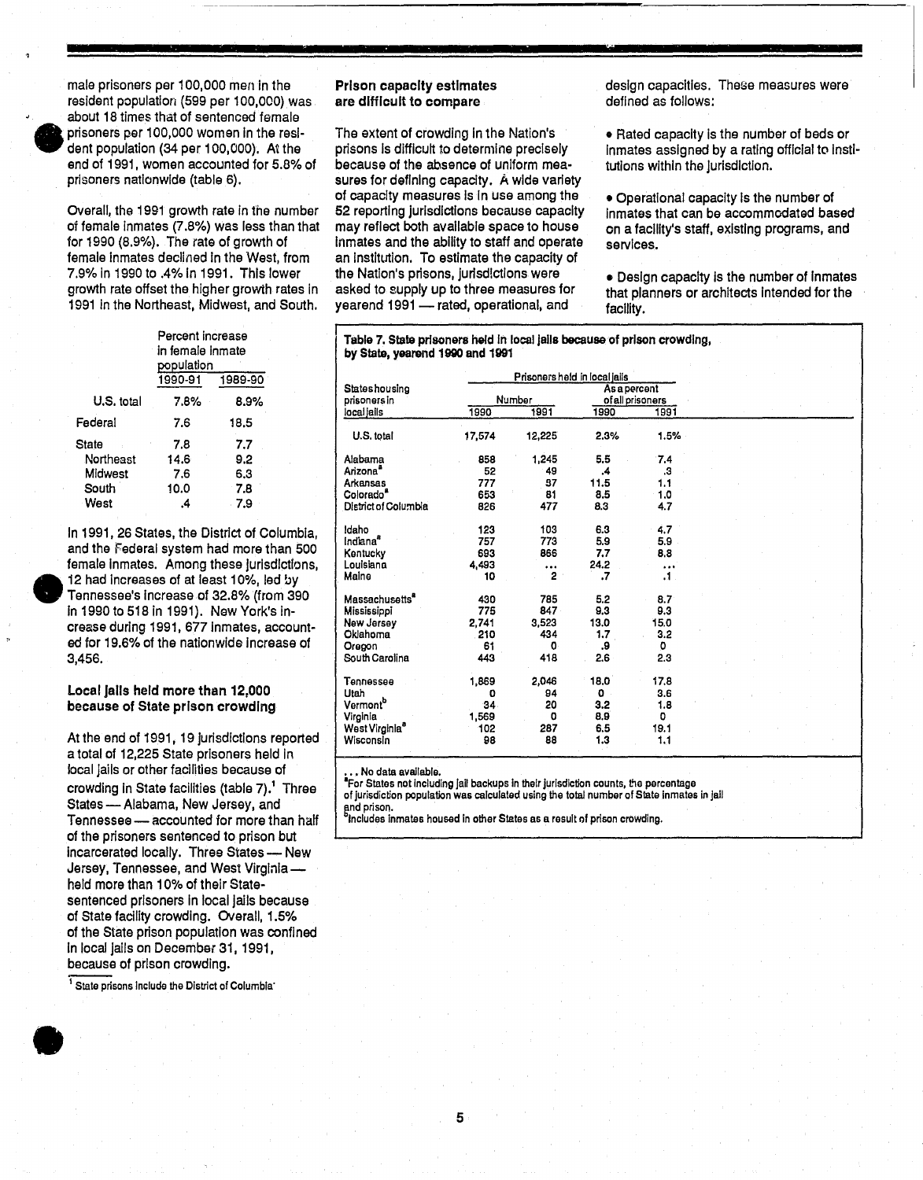male prisoners per 100,000 men in the resident population (599 per 100,000) was about 18 times that of sentenced female prisoners per 100,000 women in the resident population (34 per 100,000). At the end of 1991, women accounted for 5.8% of prisoners nationwide (table 6).

Overall, the 1991 growth rate in the number of female inmates (7.8%) was less than that for 1990 (8.9%). The rate of growth of female inmates declined in the West, from 7.9% in 1990 to .4% in 1991. This lower growth rate offset the higher growth rates in 1991 in the Northeast, Midwest, and South.

| | Percent increase in female inmate population | |
|---|---|---|
| | 1990-91 | 1989-90 |
| U.S. total | 7.8% | 8.9% |
| Federal | 7.6 | 18.5 |
| State | 7.8 | 7.7 |
| Northeast | 14.6 | 9.2 |
| Midwest | 7.6 | 6.3 |
| South | 10.0 | 7.8 |
| West | .4 | 7.9 |

In 1991, 26 States, the District of Columbia, and the Federal system had more than 500 female inmates. Among these jurisdictions, 12 had increases of at least 10%, led by Tennessee's increase of 32.8% (from 390 in 1990 to 518 in 1991). New York's increase during 1991, 677 inmates, accounted for 19.6% of the nationwide increase of 3,456.

## Local jails held more than 12,000 because of State prison crowding

At the end of 1991, 19 jurisdictions reported a total of 12,225 State prisoners held in local jails or other facilities because of crowding in State facilities (table 7).[1] Three States — Alabama, New Jersey, and Tennessee — accounted for more than half of the prisoners sentenced to prison but incarcerated locally. Three States — New Jersey, Tennessee, and West Virginia — held more than 10% of their State-sentenced prisoners in local jails because of State facility crowding. Overall, 1.5% of the State prison population was confined in local jails on December 31, 1991, because of prison crowding.

[1] State prisons include the District of Columbia.

## Prison capacity estimates are difficult to compare

The extent of crowding in the Nation's prisons is difficult to determine precisely because of the absence of uniform measures for defining capacity. A wide variety of capacity measures is in use among the 52 reporting jurisdictions because capacity may reflect both available space to house inmates and the ability to staff and operate an institution. To estimate the capacity of the Nation's prisons, jurisdictions were asked to supply up to three measures for yearend 1991 — rated, operational, and design capacities. These measures were defined as follows:

- Rated capacity is the number of beds or inmates assigned by a rating official to institutions within the jurisdiction.
- Operational capacity is the number of inmates that can be accommodated based on a facility's staff, existing programs, and services.
- Design capacity is the number of inmates that planners or architects intended for the facility.

**Table 7. State prisoners held in local jails because of prison crowding, by State, yearend 1990 and 1991**

| States housing prisoners in local jails | Prisoners held in local jails: Number 1990 | 1991 | As a percent of all prisoners 1990 | 1991 |
|---|---|---|---|---|
| U.S. total | 17,574 | 12,225 | 2.3% | 1.5% |
| Alabama | 858 | 1,245 | 5.5 | 7.4 |
| Arizona[a] | 52 | 49 | .4 | .3 |
| Arkansas | 777 | 97 | 11.5 | 1.1 |
| Colorado[a] | 653 | 81 | 8.5 | 1.0 |
| District of Columbia | 826 | 477 | 8.3 | 4.7 |
| Idaho | 123 | 103 | 6.3 | 4.7 |
| Indiana[a] | 757 | 773 | 5.9 | 5.9 |
| Kentucky | 693 | 866 | 7.7 | 8.8 |
| Louisiana | 4,493 | ... | 24.2 | ... |
| Maine | 10 | 2 | .7 | .1 |
| Massachusetts[a] | 430 | 785 | 5.2 | 8.7 |
| Mississippi | 775 | 847 | 9.3 | 9.3 |
| New Jersey | 2,741 | 3,523 | 13.0 | 15.0 |
| Oklahoma | 210 | 434 | 1.7 | 3.2 |
| Oregon | 61 | 0 | .9 | 0 |
| South Carolina | 443 | 418 | 2.6 | 2.3 |
| Tennessee | 1,869 | 2,046 | 18.0 | 17.8 |
| Utah | 0 | 94 | 0 | 3.6 |
| Vermont[b] | 34 | 20 | 3.2 | 1.8 |
| Virginia | 1,569 | 0 | 8.9 | 0 |
| West Virginia[a] | 102 | 287 | 6.5 | 19.1 |
| Wisconsin | 98 | 88 | 1.3 | 1.1 |

... No data available.
[a]For States not including jail backups in their jurisdiction counts, the percentage of jurisdiction population was calculated using the total number of State inmates in jail and prison.
[b]Includes inmates housed in other States as a result of prison crowding.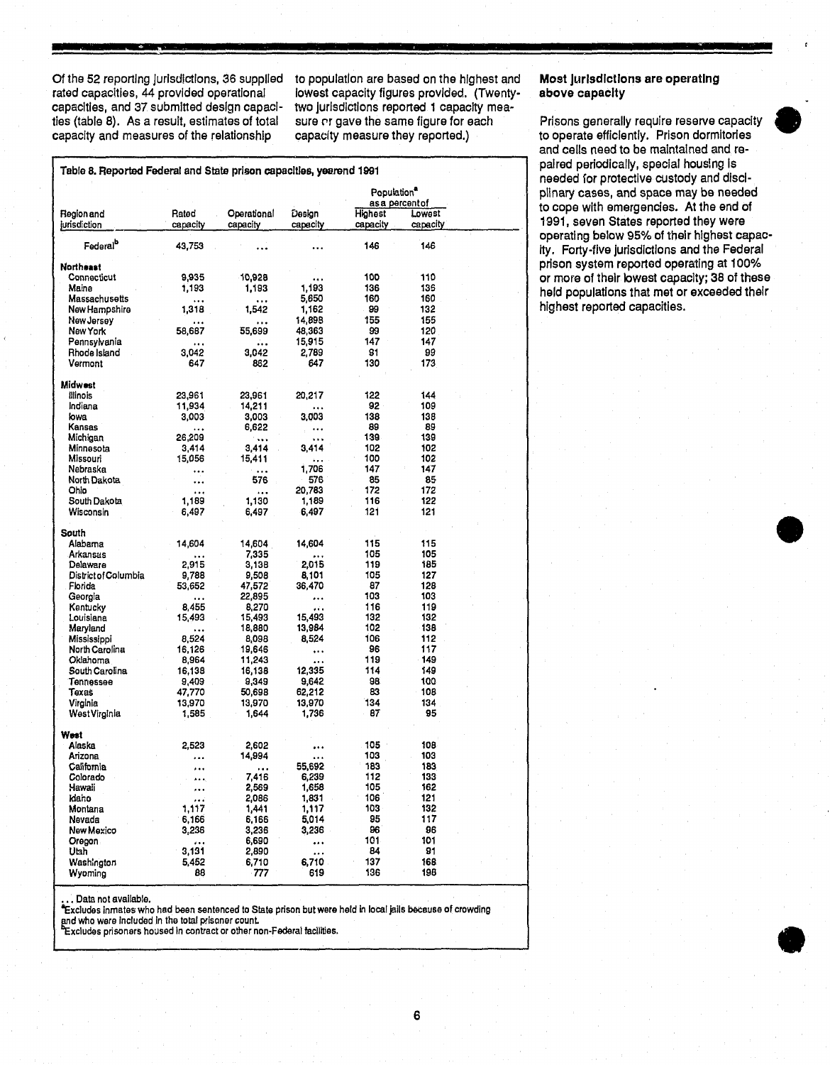Of the 52 reporting jurisdictions, 36 supplied rated capacities, 44 provided operational capacities, and 37 submitted design capacities (table 8). As a result, estimates of total capacity and measures of the relationship to population are based on the highest and lowest capacity figures provided. (Twenty-two jurisdictions reported 1 capacity measure or gave the same figure for each capacity measure they reported.)

Table 8. Reported Federal and State prison capacities, yearend 1991

| Region and jurisdiction | Rated capacity | Operational capacity | Design capacity | Population[a] as a percent of Highest capacity | Lowest capacity |
|---|---|---|---|---|---|
| Federal[b] | 43,753 | ... | ... | 146 | 146 |
| **Northeast** | | | | | |
| Connecticut | 9,935 | 10,928 | ... | 100 | 110 |
| Maine | 1,193 | 1,193 | 1,193 | 136 | 136 |
| Massachusetts | ... | ... | 5,650 | 160 | 160 |
| New Hampshire | 1,318 | 1,542 | 1,162 | 99 | 132 |
| New Jersey | ... | ... | 14,898 | 155 | 155 |
| New York | 58,687 | 55,699 | 48,363 | 99 | 120 |
| Pennsylvania | ... | ... | 15,915 | 147 | 147 |
| Rhode Island | 3,042 | 3,042 | 2,789 | 91 | 99 |
| Vermont | 647 | 862 | 647 | 130 | 173 |
| **Midwest** | | | | | |
| Illinois | 23,961 | 23,961 | 20,217 | 122 | 144 |
| Indiana | 11,934 | 14,211 | ... | 92 | 109 |
| Iowa | 3,003 | 3,003 | 3,003 | 138 | 138 |
| Kansas | ... | 6,622 | ... | 89 | 89 |
| Michigan | 26,209 | ... | ... | 139 | 139 |
| Minnesota | 3,414 | 3,414 | 3,414 | 102 | 102 |
| Missouri | 15,056 | 15,411 | ... | 100 | 102 |
| Nebraska | ... | ... | 1,706 | 147 | 147 |
| North Dakota | ... | 576 | 576 | 85 | 85 |
| Ohio | ... | ... | 20,783 | 172 | 172 |
| South Dakota | 1,189 | 1,130 | 1,189 | 116 | 122 |
| Wisconsin | 6,497 | 6,497 | 6,497 | 121 | 121 |
| **South** | | | | | |
| Alabama | 14,604 | 14,604 | 14,604 | 115 | 115 |
| Arkansas | ... | 7,335 | ... | 105 | 105 |
| Delaware | 2,915 | 3,138 | 2,015 | 119 | 185 |
| District of Columbia | 9,788 | 9,508 | 8,101 | 105 | 127 |
| Florida | 53,652 | 47,572 | 36,470 | 87 | 128 |
| Georgia | ... | 22,895 | ... | 103 | 103 |
| Kentucky | 8,455 | 8,270 | ... | 116 | 119 |
| Louisiana | 15,493 | 15,493 | 15,493 | 132 | 132 |
| Maryland | ... | 18,880 | 13,984 | 102 | 138 |
| Mississippi | 8,524 | 8,098 | 8,524 | 106 | 112 |
| North Carolina | 16,126 | 19,646 | ... | 96 | 117 |
| Oklahoma | 8,964 | 11,243 | ... | 119 | 149 |
| South Carolina | 16,138 | 16,138 | 12,335 | 114 | 149 |
| Tennessee | 9,409 | 9,349 | 9,642 | 98 | 100 |
| Texas | 47,770 | 50,698 | 62,212 | 83 | 108 |
| Virginia | 13,970 | 13,970 | 13,970 | 134 | 134 |
| West Virginia | 1,585 | 1,644 | 1,736 | 87 | 95 |
| **West** | | | | | |
| Alaska | 2,523 | 2,602 | ... | 105 | 108 |
| Arizona | ... | 14,994 | ... | 103 | 103 |
| California | ... | ... | 55,692 | 183 | 183 |
| Colorado | ... | 7,416 | 6,239 | 112 | 133 |
| Hawaii | ... | 2,569 | 1,658 | 105 | 162 |
| Idaho | ... | 2,086 | 1,831 | 106 | 121 |
| Montana | 1,117 | 1,441 | 1,117 | 103 | 132 |
| Nevada | 6,166 | 6,166 | 5,014 | 95 | 117 |
| New Mexico | 3,236 | 3,236 | 3,236 | 96 | 96 |
| Oregon | ... | 6,690 | ... | 101 | 101 |
| Utah | 3,131 | 2,890 | ... | 84 | 91 |
| Washington | 5,452 | 6,710 | 6,710 | 137 | 168 |
| Wyoming | 88 | 777 | 619 | 136 | 198 |

... Data not available.
[a]Excludes inmates who had been sentenced to State prison but were held in local jails because of crowding and who were included in the total prisoner count.
[b]Excludes prisoners housed in contract or other non-Federal facilities.

### Most jurisdictions are operating above capacity

Prisons generally require reserve capacity to operate efficiently. Prison dormitories and cells need to be maintained and repaired periodically, special housing is needed for protective custody and disciplinary cases, and space may be needed to cope with emergencies. At the end of 1991, seven States reported they were operating below 95% of their highest capacity. Forty-five jurisdictions and the Federal prison system reported operating at 100% or more of their lowest capacity; 38 of these held populations that met or exceeded their highest reported capacities.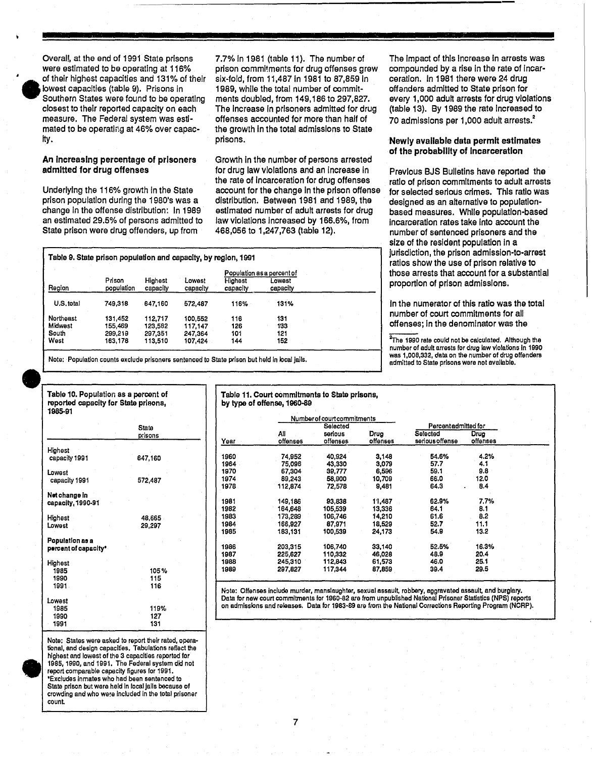Overall, at the end of 1991 State prisons were estimated to be operating at 116% of their highest capacities and 131% of their lowest capacities (table 9). Prisons in Southern States were found to be operating closest to their reported capacity on each measure. The Federal system was estimated to be operating at 46% over capacity.

### An increasing percentage of prisoners admitted for drug offenses

Underlying the 116% growth in the State prison population during the 1980's was a change in the offense distribution: In 1989 an estimated 29.5% of persons admitted to State prison were drug offenders, up from 7.7% in 1981 (table 11). The number of prison commitments for drug offenses grew six-fold, from 11,487 in 1981 to 87,859 in 1989, while the total number of commitments doubled, from 149,186 to 297,827. The increase in prisoners admitted for drug offenses accounted for more than half of the growth in the total admissions to State prisons.

Growth in the number of persons arrested for drug law violations and an increase in the rate of incarceration for drug offenses account for the change in the prison offense distribution. Between 1981 and 1989, the estimated number of adult arrests for drug law violations increased by 166.6%, from 468,056 to 1,247,763 (table 12).

The impact of this increase in arrests was compounded by a rise in the rate of incarceration. In 1981 there were 24 drug offenders admitted to State prison for every 1,000 adult arrests for drug violations (table 13). By 1989 the rate increased to 70 admissions per 1,000 adult arrests.[2]

### Newly available data permit estimates of the probability of incarceration

Previous BJS Bulletins have reported the ratio of prison commitments to adult arrests for selected serious crimes. This ratio was designed as an alternative to population-based measures. While population-based incarceration rates take into account the number of sentenced prisoners and the size of the resident population in a jurisdiction, the prison admission-to-arrest ratios show the use of prison relative to those arrests that account for a substantial proportion of prison admissions.

In the numerator of this ratio was the total number of court commitments for all offenses; in the denominator was the

[2] The 1990 rate could not be calculated. Although the number of adult arrests for drug law violations in 1990 was 1,008,332, data on the number of drug offenders admitted to State prisons were not available.

**Table 9. State prison population and capacity, by region, 1991**

| Region | Prison population | Highest capacity | Lowest capacity | Population as a percent of: Highest capacity | Lowest capacity |
|---|---|---|---|---|---|
| U.S. total | 749,318 | 647,160 | 572,487 | 116% | 131% |
| Northeast | 131,452 | 112,717 | 100,552 | 116 | 131 |
| Midwest | 155,469 | 123,582 | 117,147 | 126 | 133 |
| South | 299,219 | 297,351 | 247,364 | 101 | 121 |
| West | 163,178 | 113,510 | 107,424 | 144 | 152 |

Note: Population counts exclude prisoners sentenced to State prison but held in local jails.

**Table 10. Population as a percent of reported capacity for State prisons, 1985-91**

| | State prisons |
|---|---|
| Highest capacity 1991 | 647,160 |
| Lowest capacity 1991 | 572,487 |
| **Net change in capacity, 1990-91** | |
| Highest | 48,665 |
| Lowest | 29,297 |
| **Population as a percent of capacity*** | |
| Highest | |
| 1985 | 105% |
| 1990 | 115 |
| 1991 | 116 |
| Lowest | |
| 1985 | 119% |
| 1990 | 127 |
| 1991 | 131 |

Note: States were asked to report their rated, operational, and design capacities. Tabulations reflect the highest and lowest of the 3 capacities reported for 1985, 1990, and 1991. The Federal system did not report comparable capacity figures for 1991.
*Excludes inmates who had been sentenced to State prison but were held in local jails because of crowding and who were included in the total prisoner count.

**Table 11. Court commitments to State prisons, by type of offense, 1960-89**

| Year | Number of court commitments: All offenses | Selected serious offenses | Drug offenses | Percent admitted for: Selected serious offense | Drug offenses |
|---|---|---|---|---|---|
| 1960 | 74,952 | 40,924 | 3,148 | 54.6% | 4.2% |
| 1964 | 75,096 | 43,330 | 3,079 | 57.7 | 4.1 |
| 1970 | 67,304 | 39,777 | 6,596 | 59.1 | 9.8 |
| 1974 | 89,243 | 58,900 | 10,709 | 66.0 | 12.0 |
| 1978 | 112,874 | 72,578 | 9,481 | 64.3 | 8.4 |
| 1981 | 149,186 | 93,838 | 11,487 | 62.9% | 7.7% |
| 1982 | 164,648 | 105,539 | 13,336 | 64.1 | 8.1 |
| 1983 | 173,289 | 106,746 | 14,210 | 61.6 | 8.2 |
| 1984 | 166,927 | 87,971 | 18,529 | 52.7 | 11.1 |
| 1985 | 183,131 | 100,539 | 24,173 | 54.9 | 13.2 |
| 1986 | 203,315 | 106,740 | 33,140 | 52.5% | 16.3% |
| 1987 | 225,627 | 110,332 | 46,028 | 48.9 | 20.4 |
| 1988 | 245,310 | 112,843 | 61,573 | 46.0 | 25.1 |
| 1989 | 297,827 | 117,344 | 87,859 | 39.4 | 29.5 |

Note: Offenses include murder, manslaughter, sexual assault, robbery, aggravated assault, and burglary. Data for new court commitments for 1960-82 are from unpublished National Prisoner Statistics (NPS) reports on admissions and releases. Data for 1983-89 are from the National Corrections Reporting Program (NCRP).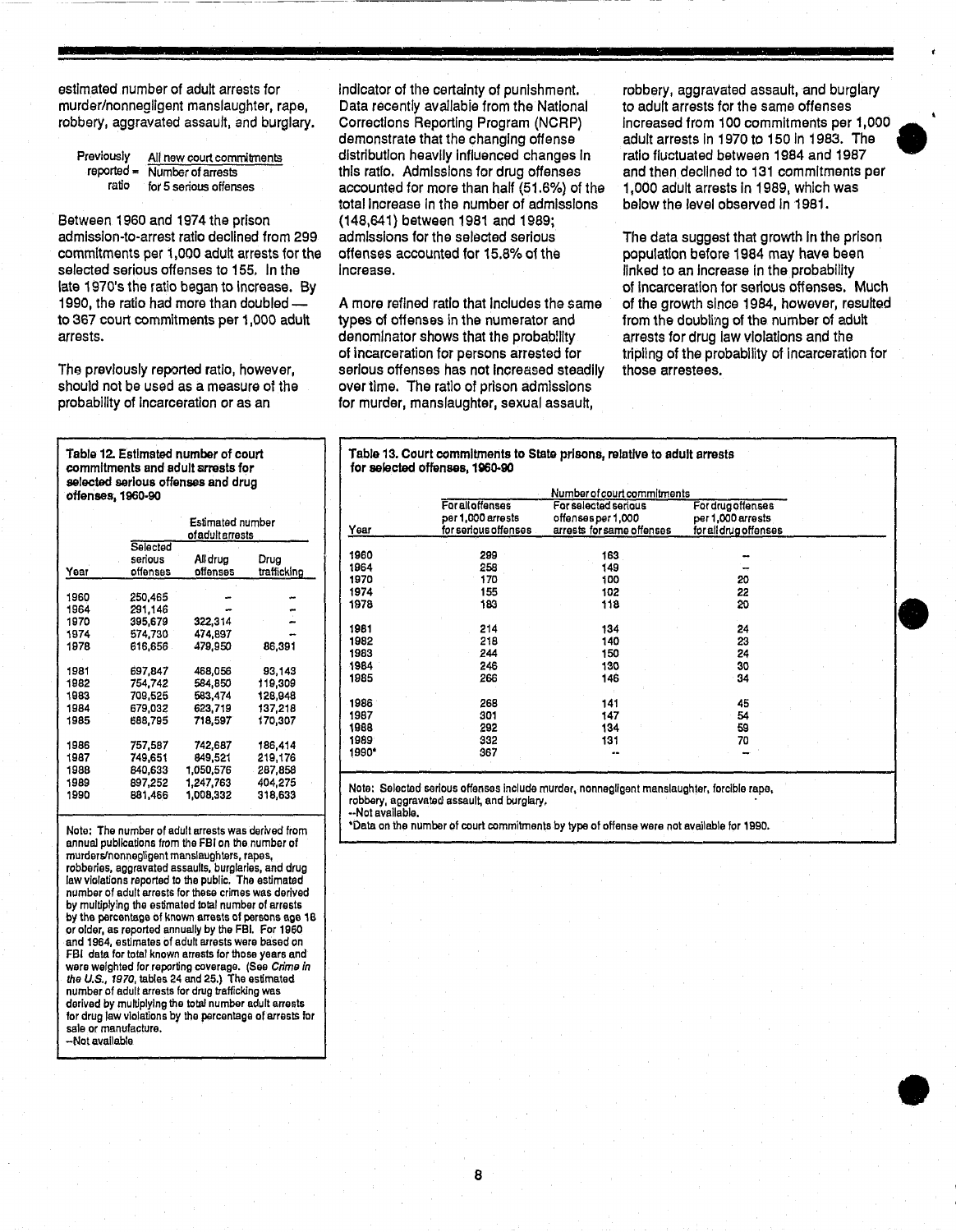estimated number of adult arrests for murder/nonnegligent manslaughter, rape, robbery, aggravated assault, and burglary.

$$\text{Previously reported ratio} = \frac{\text{All new court commitments}}{\text{Number of arrests for 5 serious offenses}}$$

Between 1960 and 1974 the prison admission-to-arrest ratio declined from 299 commitments per 1,000 adult arrests for the selected serious offenses to 155. In the late 1970's the ratio began to increase. By 1990, the ratio had more than doubled — to 367 court commitments per 1,000 adult arrests.

The previously reported ratio, however, should not be used as a measure of the probability of incarceration or as an indicator of the certainty of punishment. Data recently available from the National Corrections Reporting Program (NCRP) demonstrate that the changing offense distribution heavily influenced changes in this ratio. Admissions for drug offenses accounted for more than half (51.6%) of the total increase in the number of admissions (148,641) between 1981 and 1989; admissions for the selected serious offenses accounted for 15.8% of the increase.

A more refined ratio that includes the same types of offenses in the numerator and denominator shows that the probability of incarceration for persons arrested for serious offenses has not increased steadily over time. The ratio of prison admissions for murder, manslaughter, sexual assault, robbery, aggravated assault, and burglary to adult arrests for the same offenses increased from 100 commitments per 1,000 adult arrests in 1970 to 150 in 1983. The ratio fluctuated between 1984 and 1987 and then declined to 131 commitments per 1,000 adult arrests in 1989, which was below the level observed in 1981.

The data suggest that growth in the prison population before 1984 may have been linked to an increase in the probability of incarceration for serious offenses. Much of the growth since 1984, however, resulted from the doubling of the number of adult arrests for drug law violations and the tripling of the probability of incarceration for those arrestees.

**Table 12. Estimated number of court commitments and adult arrests for selected serious offenses and drug offenses, 1960-90**

| | Estimated number of adult arrests | | |
|---|---|---|---|
| Year | Selected serious offenses | All drug offenses | Drug trafficking |
| 1960 | 250,465 | -- | -- |
| 1964 | 291,146 | -- | -- |
| 1970 | 395,679 | 322,314 | -- |
| 1974 | 574,730 | 474,897 | -- |
| 1978 | 616,656 | 479,950 | 86,391 |
| 1981 | 697,847 | 468,056 | 93,143 |
| 1982 | 754,742 | 584,850 | 119,309 |
| 1983 | 709,525 | 583,474 | 128,948 |
| 1984 | 679,032 | 623,719 | 137,218 |
| 1985 | 688,795 | 718,597 | 170,307 |
| 1986 | 757,587 | 742,687 | 186,414 |
| 1987 | 749,651 | 849,521 | 219,176 |
| 1988 | 840,633 | 1,050,576 | 287,858 |
| 1989 | 897,252 | 1,247,763 | 404,275 |
| 1990 | 881,466 | 1,008,332 | 318,633 |

Note: The number of adult arrests was derived from annual publications from the FBI on the number of murders/nonnegligent manslaughters, rapes, robberies, aggravated assaults, burglaries, and drug law violations reported to the public. The estimated number of adult arrests for these crimes was derived by multiplying the estimated total number of arrests by the percentage of known arrests of persons age 18 or older, as reported annually by the FBI. For 1960 and 1964, estimates of adult arrests were based on FBI data for total known arrests for those years and were weighted for reporting coverage. (See *Crime in the U.S., 1970*, tables 24 and 25.) The estimated number of adult arrests for drug trafficking was derived by multiplying the total number adult arrests for drug law violations by the percentage of arrests for sale or manufacture.
--Not available

**Table 13. Court commitments to State prisons, relative to adult arrests for selected offenses, 1960-90**

| | Number of court commitments | | |
|---|---|---|---|
| Year | For all offenses per 1,000 arrests for serious offenses | For selected serious offenses per 1,000 arrests for same offenses | For drug offenses per 1,000 arrests for all drug offenses |
| 1960 | 299 | 163 | -- |
| 1964 | 258 | 149 | -- |
| 1970 | 170 | 100 | 20 |
| 1974 | 155 | 102 | 22 |
| 1978 | 183 | 118 | 20 |
| 1981 | 214 | 134 | 24 |
| 1982 | 218 | 140 | 23 |
| 1983 | 244 | 150 | 24 |
| 1984 | 246 | 130 | 30 |
| 1985 | 266 | 146 | 34 |
| 1986 | 268 | 141 | 45 |
| 1987 | 301 | 147 | 54 |
| 1988 | 292 | 134 | 59 |
| 1989 | 332 | 131 | 70 |
| 1990* | 367 | -- | -- |

Note: Selected serious offenses include murder, nonnegligent manslaughter, forcible rape, robbery, aggravated assault, and burglary.
--Not available.
*Data on the number of court commitments by type of offense were not available for 1990.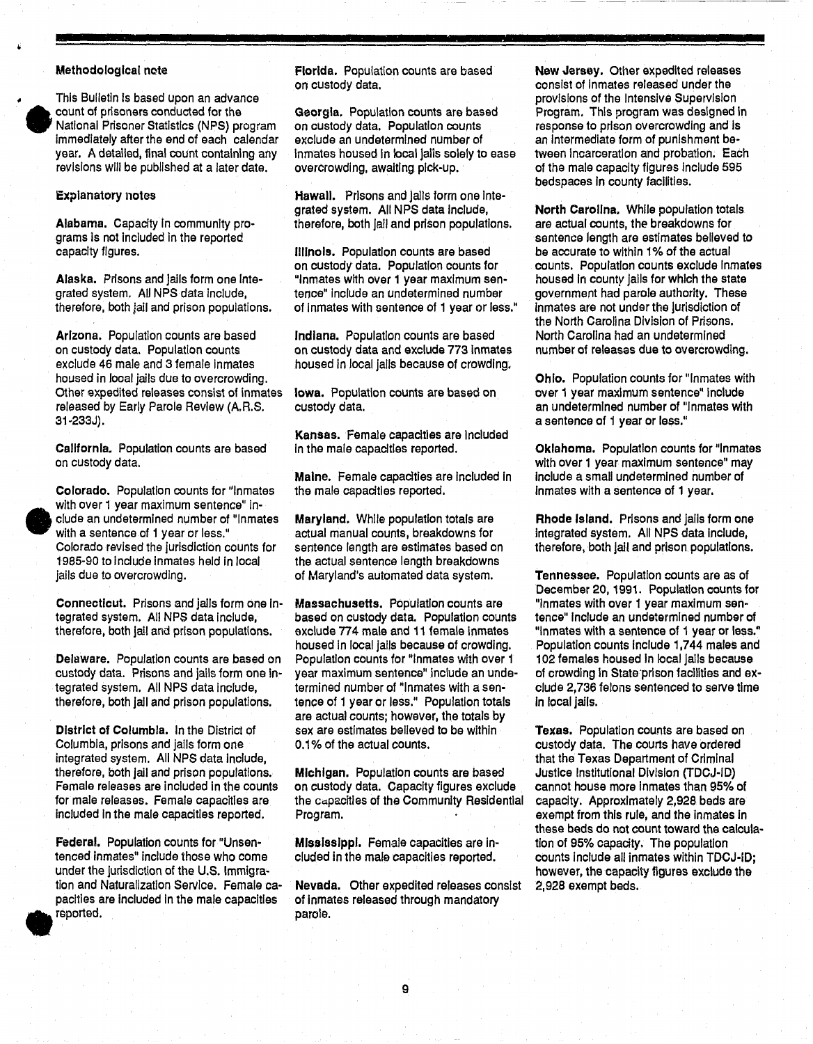### Methodological note

This Bulletin is based upon an advance count of prisoners conducted for the National Prisoner Statistics (NPS) program immediately after the end of each calendar year. A detailed, final count containing any revisions will be published at a later date.

### Explanatory notes

**Alabama.** Capacity in community programs is not included in the reported capacity figures.

**Alaska.** Prisons and jails form one integrated system. All NPS data include, therefore, both jail and prison populations.

**Arizona.** Population counts are based on custody data. Population counts exclude 46 male and 3 female inmates housed in local jails due to overcrowding. Other expedited releases consist of inmates released by Early Parole Review (A.R.S. 31-233J).

**California.** Population counts are based on custody data.

**Colorado.** Population counts for "Inmates with over 1 year maximum sentence" include an undetermined number of "Inmates with a sentence of 1 year or less." Colorado revised the jurisdiction counts for 1985-90 to include inmates held in local jails due to overcrowding.

**Connecticut.** Prisons and jails form one integrated system. All NPS data include, therefore, both jail and prison populations.

**Delaware.** Population counts are based on custody data. Prisons and jails form one integrated system. All NPS data include, therefore, both jail and prison populations.

**District of Columbia.** In the District of Columbia, prisons and jails form one integrated system. All NPS data include, therefore, both jail and prison populations. Female releases are included in the counts for male releases. Female capacities are included in the male capacities reported.

**Federal.** Population counts for "Unsentenced inmates" include those who come under the jurisdiction of the U.S. Immigration and Naturalization Service. Female capacities are included in the male capacities reported.

**Florida.** Population counts are based on custody data.

**Georgia.** Population counts are based on custody data. Population counts exclude an undetermined number of inmates housed in local jails solely to ease overcrowding, awaiting pick-up.

**Hawaii.** Prisons and jails form one integrated system. All NPS data include, therefore, both jail and prison populations.

**Illinois.** Population counts are based on custody data. Population counts for "Inmates with over 1 year maximum sentence" include an undetermined number of inmates with sentence of 1 year or less."

**Indiana.** Population counts are based on custody data and exclude 773 inmates housed in local jails because of crowding.

**Iowa.** Population counts are based on custody data.

**Kansas.** Female capacities are included in the male capacities reported.

**Maine.** Female capacities are included in the male capacities reported.

**Maryland.** While population totals are actual manual counts, breakdowns for sentence length are estimates based on the actual sentence length breakdowns of Maryland's automated data system.

**Massachusetts.** Population counts are based on custody data. Population counts exclude 774 male and 11 female inmates housed in local jails because of crowding. Population counts for "Inmates with over 1 year maximum sentence" include an undetermined number of "Inmates with a sentence of 1 year or less." Population totals are actual counts; however, the totals by sex are estimates believed to be within 0.1% of the actual counts.

**Michigan.** Population counts are based on custody data. Capacity figures exclude the capacities of the Community Residential Program.

**Mississippi.** Female capacities are included in the male capacities reported.

**Nevada.** Other expedited releases consist of inmates released through mandatory parole.

**New Jersey.** Other expedited releases consist of inmates released under the provisions of the Intensive Supervision Program. This program was designed in response to prison overcrowding and is an intermediate form of punishment between incarceration and probation. Each of the male capacity figures include 595 bedspaces in county facilities.

**North Carolina.** While population totals are actual counts, the breakdowns for sentence length are estimates believed to be accurate to within 1% of the actual counts. Population counts exclude inmates housed in county jails for which the state government had parole authority. These inmates are not under the jurisdiction of the North Carolina Division of Prisons. North Carolina had an undetermined number of releases due to overcrowding.

**Ohio.** Population counts for "Inmates with over 1 year maximum sentence" include an undetermined number of "Inmates with a sentence of 1 year or less."

**Oklahoma.** Population counts for "Inmates with over 1 year maximum sentence" may include a small undetermined number of inmates with a sentence of 1 year.

**Rhode Island.** Prisons and jails form one integrated system. All NPS data include, therefore, both jail and prison populations.

**Tennessee.** Population counts are as of December 20, 1991. Population counts for "Inmates with over 1 year maximum sentence" include an undetermined number of "Inmates with a sentence of 1 year or less." Population counts include 1,744 males and 102 females housed in local jails because of crowding in State prison facilities and exclude 2,736 felons sentenced to serve time in local jails.

**Texas.** Population counts are based on custody data. The courts have ordered that the Texas Department of Criminal Justice Institutional Division (TDCJ-ID) cannot house more inmates than 95% of capacity. Approximately 2,928 beds are exempt from this rule, and the inmates in these beds do not count toward the calculation of 95% capacity. The population counts include all inmates within TDCJ-ID; however, the capacity figures exclude the 2,928 exempt beds.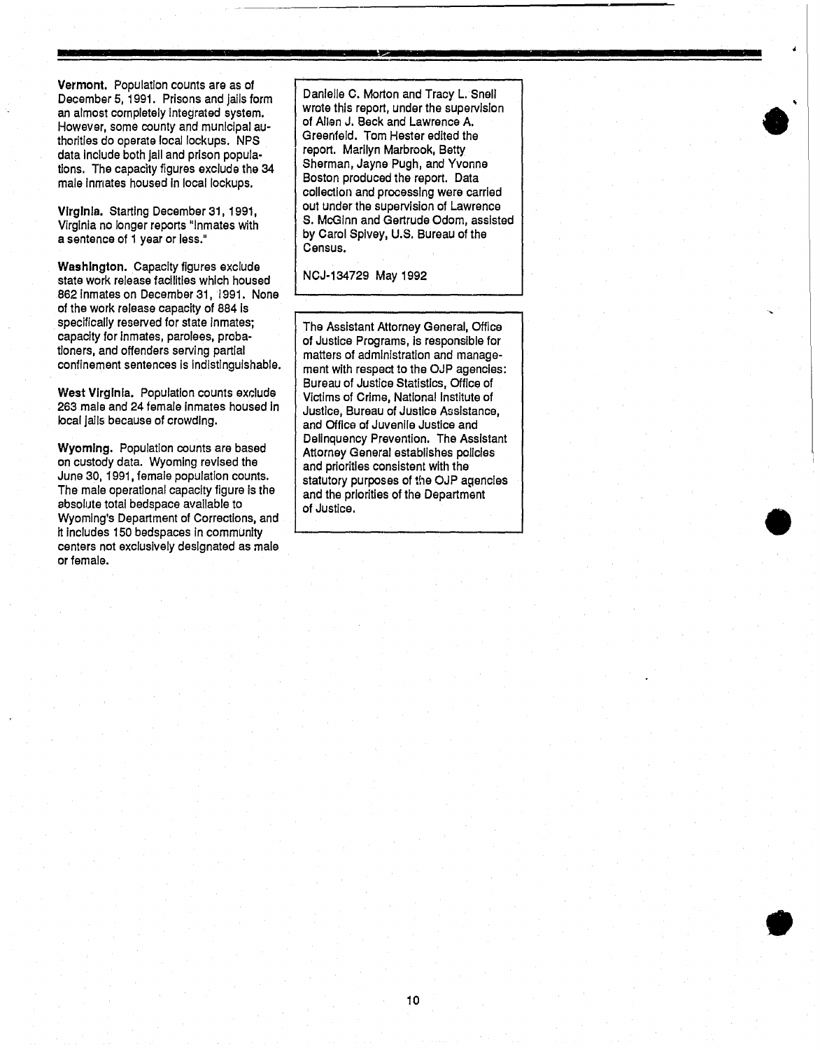**Vermont.** Population counts are as of December 5, 1991. Prisons and jails form an almost completely integrated system. However, some county and municipal authorities do operate local lockups. NPS data include both jail and prison populations. The capacity figures exclude the 34 male inmates housed in local lockups.

**Virginia.** Starting December 31, 1991, Virginia no longer reports "inmates with a sentence of 1 year or less."

**Washington.** Capacity figures exclude state work release facilities which housed 862 inmates on December 31, 1991. None of the work release capacity of 884 is specifically reserved for state inmates; capacity for inmates, parolees, probationers, and offenders serving partial confinement sentences is indistinguishable.

**West Virginia.** Population counts exclude 263 male and 24 female inmates housed in local jails because of crowding.

**Wyoming.** Population counts are based on custody data. Wyoming revised the June 30, 1991, female population counts. The male operational capacity figure is the absolute total bedspace available to Wyoming's Department of Corrections, and it includes 150 bedspaces in community centers not exclusively designated as male or female.

Danielle C. Morton and Tracy L. Snell wrote this report, under the supervision of Allen J. Beck and Lawrence A. Greenfeld. Tom Hester edited the report. Marilyn Marbrook, Betty Sherman, Jayne Pugh, and Yvonne Boston produced the report. Data collection and processing were carried out under the supervision of Lawrence S. McGinn and Gertrude Odom, assisted by Carol Spivey, U.S. Bureau of the Census.

NCJ-134729 May 1992

The Assistant Attorney General, Office of Justice Programs, is responsible for matters of administration and management with respect to the OJP agencies: Bureau of Justice Statistics, Office of Victims of Crime, National Institute of Justice, Bureau of Justice Assistance, and Office of Juvenile Justice and Delinquency Prevention. The Assistant Attorney General establishes policies and priorities consistent with the statutory purposes of the OJP agencies and the priorities of the Department of Justice.